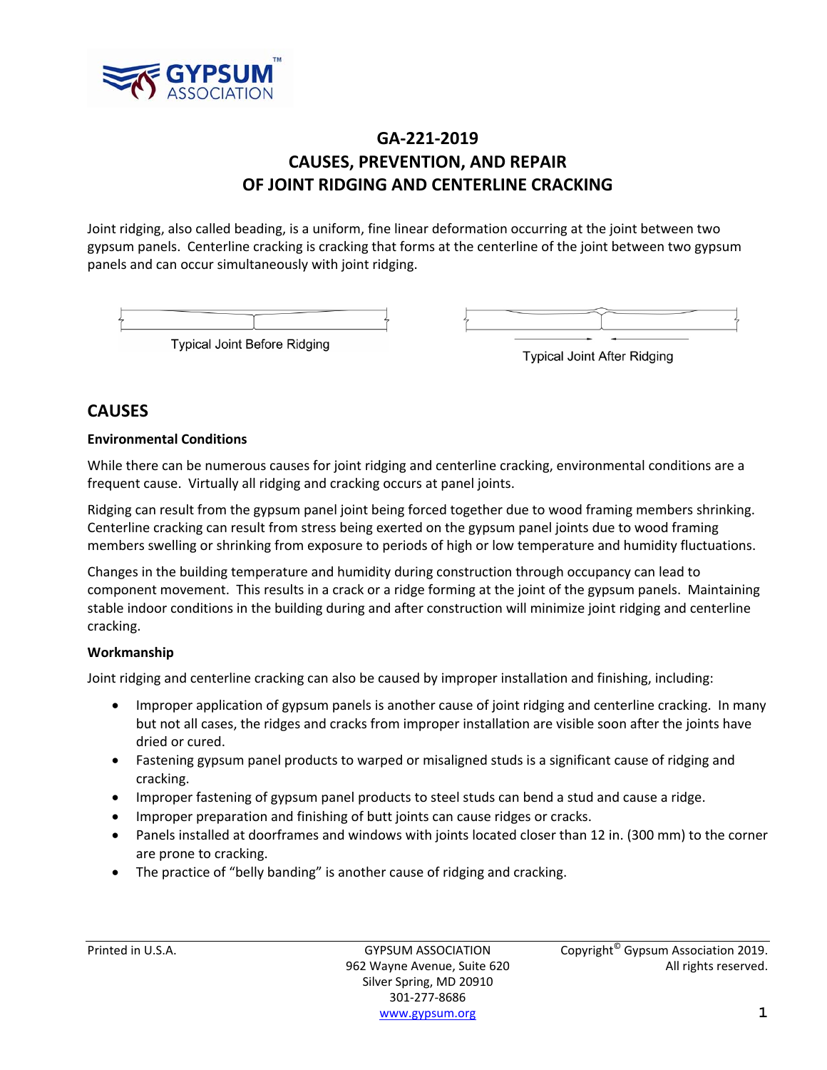# GA-221-2019
# CAUSES, PREVENTION, AND REPAIR OF JOINT RIDGING AND CENTERLINE CRACKING

Joint ridging, also called beading, is a uniform, fine linear deformation occurring at the joint between two gypsum panels. Centerline cracking is cracking that forms at the centerline of the joint between two gypsum panels and can occur simultaneously with joint ridging.

Typical Joint Before Ridging

Typical Joint After Ridging

## CAUSES

### Environmental Conditions

While there can be numerous causes for joint ridging and centerline cracking, environmental conditions are a frequent cause. Virtually all ridging and cracking occurs at panel joints.

Ridging can result from the gypsum panel joint being forced together due to wood framing members shrinking. Centerline cracking can result from stress being exerted on the gypsum panel joints due to wood framing members swelling or shrinking from exposure to periods of high or low temperature and humidity fluctuations.

Changes in the building temperature and humidity during construction through occupancy can lead to component movement. This results in a crack or a ridge forming at the joint of the gypsum panels. Maintaining stable indoor conditions in the building during and after construction will minimize joint ridging and centerline cracking.

### Workmanship

Joint ridging and centerline cracking can also be caused by improper installation and finishing, including:

- Improper application of gypsum panels is another cause of joint ridging and centerline cracking. In many but not all cases, the ridges and cracks from improper installation are visible soon after the joints have dried or cured.
- Fastening gypsum panel products to warped or misaligned studs is a significant cause of ridging and cracking.
- Improper fastening of gypsum panel products to steel studs can bend a stud and cause a ridge.
- Improper preparation and finishing of butt joints can cause ridges or cracks.
- Panels installed at doorframes and windows with joints located closer than 12 in. (300 mm) to the corner are prone to cracking.
- The practice of "belly banding" is another cause of ridging and cracking.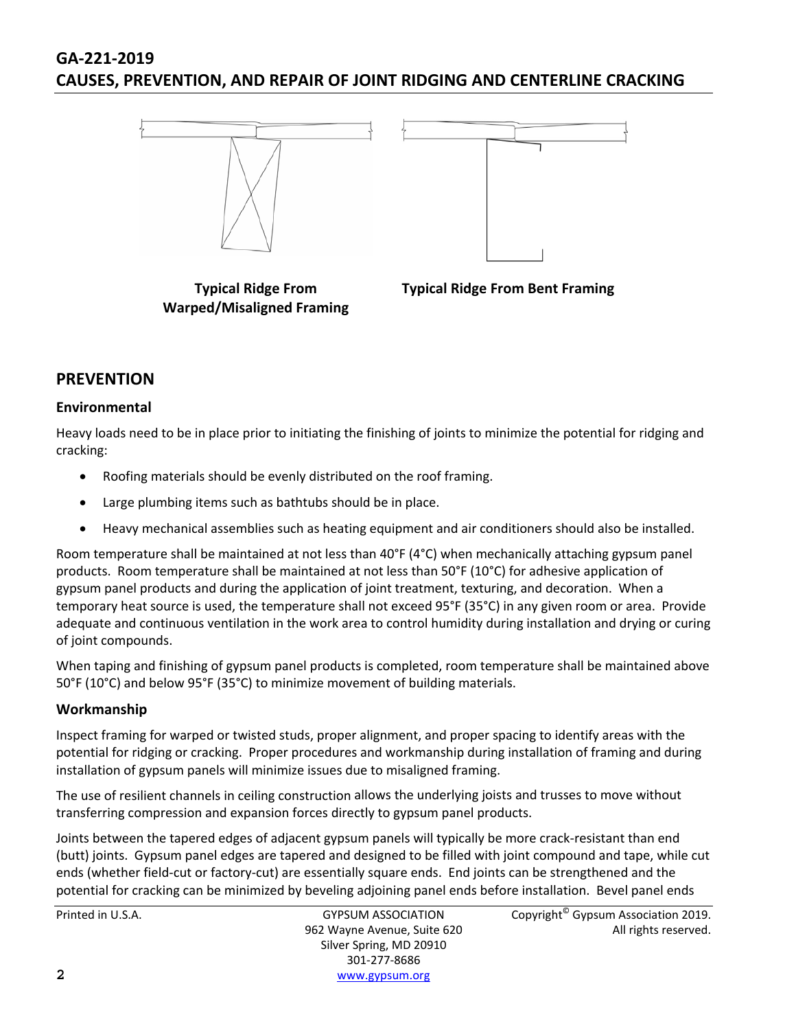Typical Ridge From Warped/Misaligned Framing

Typical Ridge From Bent Framing

## PREVENTION

### Environmental

Heavy loads need to be in place prior to initiating the finishing of joints to minimize the potential for ridging and cracking:

- Roofing materials should be evenly distributed on the roof framing.
- Large plumbing items such as bathtubs should be in place.
- Heavy mechanical assemblies such as heating equipment and air conditioners should also be installed.

Room temperature shall be maintained at not less than 40°F (4°C) when mechanically attaching gypsum panel products. Room temperature shall be maintained at not less than 50°F (10°C) for adhesive application of gypsum panel products and during the application of joint treatment, texturing, and decoration. When a temporary heat source is used, the temperature shall not exceed 95°F (35°C) in any given room or area. Provide adequate and continuous ventilation in the work area to control humidity during installation and drying or curing of joint compounds.

When taping and finishing of gypsum panel products is completed, room temperature shall be maintained above 50°F (10°C) and below 95°F (35°C) to minimize movement of building materials.

### Workmanship

Inspect framing for warped or twisted studs, proper alignment, and proper spacing to identify areas with the potential for ridging or cracking. Proper procedures and workmanship during installation of framing and during installation of gypsum panels will minimize issues due to misaligned framing.

The use of resilient channels in ceiling construction allows the underlying joists and trusses to move without transferring compression and expansion forces directly to gypsum panel products.

Joints between the tapered edges of adjacent gypsum panels will typically be more crack-resistant than end (butt) joints. Gypsum panel edges are tapered and designed to be filled with joint compound and tape, while cut ends (whether field-cut or factory-cut) are essentially square ends. End joints can be strengthened and the potential for cracking can be minimized by beveling adjoining panel ends before installation. Bevel panel ends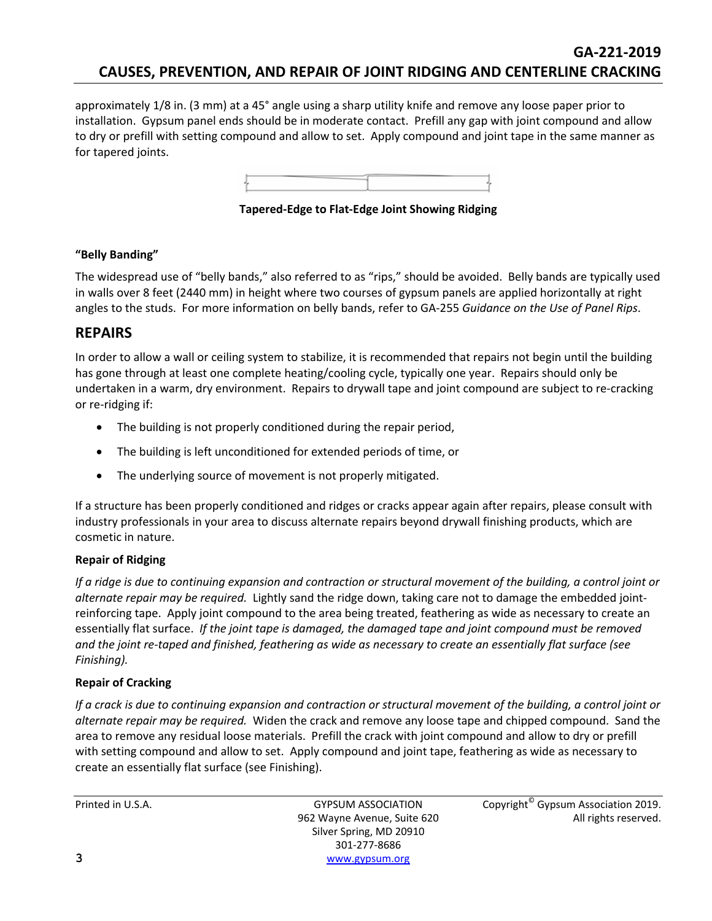approximately 1/8 in. (3 mm) at a 45° angle using a sharp utility knife and remove any loose paper prior to installation. Gypsum panel ends should be in moderate contact. Prefill any gap with joint compound and allow to dry or prefill with setting compound and allow to set. Apply compound and joint tape in the same manner as for tapered joints.

**Tapered-Edge to Flat-Edge Joint Showing Ridging**

#### "Belly Banding"

The widespread use of "belly bands," also referred to as "rips," should be avoided. Belly bands are typically used in walls over 8 feet (2440 mm) in height where two courses of gypsum panels are applied horizontally at right angles to the studs. For more information on belly bands, refer to GA-255 *Guidance on the Use of Panel Rips*.

## REPAIRS

In order to allow a wall or ceiling system to stabilize, it is recommended that repairs not begin until the building has gone through at least one complete heating/cooling cycle, typically one year. Repairs should only be undertaken in a warm, dry environment. Repairs to drywall tape and joint compound are subject to re-cracking or re-ridging if:

- The building is not properly conditioned during the repair period,
- The building is left unconditioned for extended periods of time, or
- The underlying source of movement is not properly mitigated.

If a structure has been properly conditioned and ridges or cracks appear again after repairs, please consult with industry professionals in your area to discuss alternate repairs beyond drywall finishing products, which are cosmetic in nature.

#### Repair of Ridging

*If a ridge is due to continuing expansion and contraction or structural movement of the building, a control joint or alternate repair may be required.* Lightly sand the ridge down, taking care not to damage the embedded joint-reinforcing tape. Apply joint compound to the area being treated, feathering as wide as necessary to create an essentially flat surface. *If the joint tape is damaged, the damaged tape and joint compound must be removed and the joint re-taped and finished, feathering as wide as necessary to create an essentially flat surface (see Finishing).*

#### Repair of Cracking

*If a crack is due to continuing expansion and contraction or structural movement of the building, a control joint or alternate repair may be required.* Widen the crack and remove any loose tape and chipped compound. Sand the area to remove any residual loose materials. Prefill the crack with joint compound and allow to dry or prefill with setting compound and allow to set. Apply compound and joint tape, feathering as wide as necessary to create an essentially flat surface (see Finishing).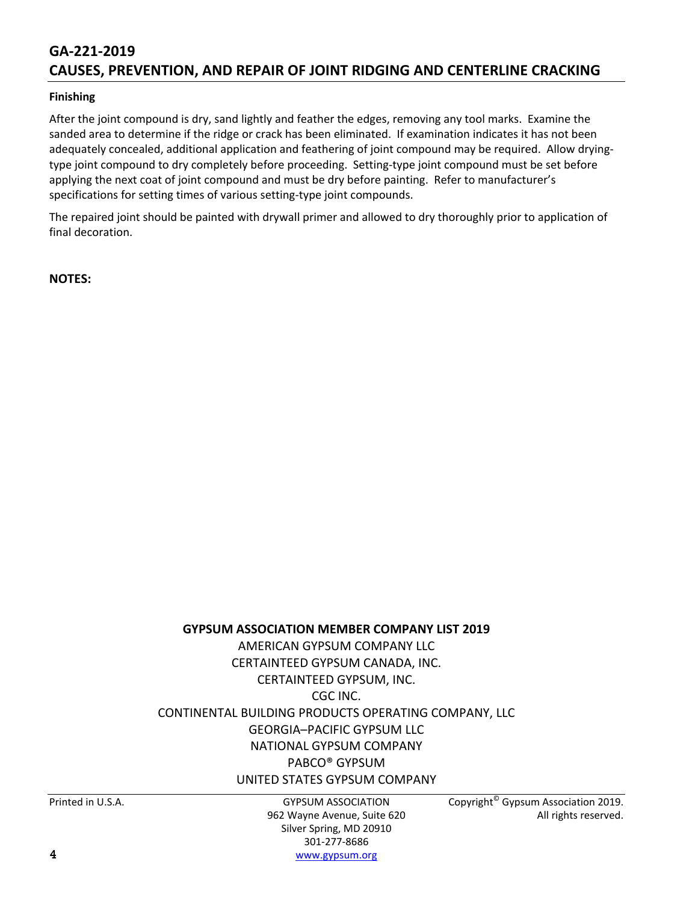### Finishing

After the joint compound is dry, sand lightly and feather the edges, removing any tool marks. Examine the sanded area to determine if the ridge or crack has been eliminated. If examination indicates it has not been adequately concealed, additional application and feathering of joint compound may be required. Allow drying-type joint compound to dry completely before proceeding. Setting-type joint compound must be set before applying the next coat of joint compound and must be dry before painting. Refer to manufacturer's specifications for setting times of various setting-type joint compounds.

The repaired joint should be painted with drywall primer and allowed to dry thoroughly prior to application of final decoration.

**NOTES:**

**GYPSUM ASSOCIATION MEMBER COMPANY LIST 2019**

AMERICAN GYPSUM COMPANY LLC
CERTAINTEED GYPSUM CANADA, INC.
CERTAINTEED GYPSUM, INC.
CGC INC.
CONTINENTAL BUILDING PRODUCTS OPERATING COMPANY, LLC
GEORGIA–PACIFIC GYPSUM LLC
NATIONAL GYPSUM COMPANY
PABCO® GYPSUM
UNITED STATES GYPSUM COMPANY

Printed in U.S.A.

GYPSUM ASSOCIATION
962 Wayne Avenue, Suite 620
Silver Spring, MD 20910
301-277-8686
www.gypsum.org

Copyright© Gypsum Association 2019.
All rights reserved.